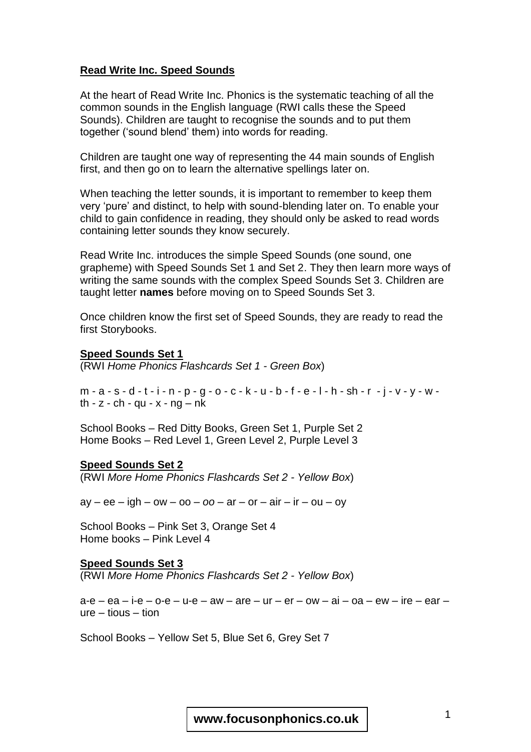## **Read Write Inc. Speed Sounds**

At the heart of Read Write Inc. Phonics is the systematic teaching of all the common sounds in the English language (RWI calls these the Speed Sounds). Children are taught to recognise the sounds and to put them together ('sound blend' them) into words for reading.

Children are taught one way of representing the 44 main sounds of English first, and then go on to learn the alternative spellings later on.

When teaching the letter sounds, it is important to remember to keep them very 'pure' and distinct, to help with sound-blending later on. To enable your child to gain confidence in reading, they should only be asked to read words containing letter sounds they know securely.

Read Write Inc. introduces the simple Speed Sounds (one sound, one grapheme) with Speed Sounds Set 1 and Set 2. They then learn more ways of writing the same sounds with the complex Speed Sounds Set 3. Children are taught letter **names** before moving on to Speed Sounds Set 3.

Once children know the first set of Speed Sounds, they are ready to read the first Storybooks.

### **Speed Sounds Set 1**

(RWI *Home Phonics Flashcards Set 1 - Green Box*)

m - a - s - d - t - i - n - p - g - o - c - k - u - b - f - e - l - h - sh - r - j - v - y - w - th - z - ch - qu - x - ng – nk

School Books – Red Ditty Books, Green Set 1, Purple Set 2
Home Books – Red Level 1, Green Level 2, Purple Level 3

### **Speed Sounds Set 2**

(RWI *More Home Phonics Flashcards Set 2 - Yellow Box*)

ay – ee – igh – ow – oo – *oo* – ar – or – air – ir – ou – oy

School Books – Pink Set 3, Orange Set 4
Home books – Pink Level 4

### **Speed Sounds Set 3**

(RWI *More Home Phonics Flashcards Set 2 - Yellow Box*)

a-e – ea – i-e – o-e – u-e – aw – are – ur – er – ow – ai – oa – ew – ire – ear – ure – tious – tion

School Books – Yellow Set 5, Blue Set 6, Grey Set 7

**www.focusonphonics.co.uk**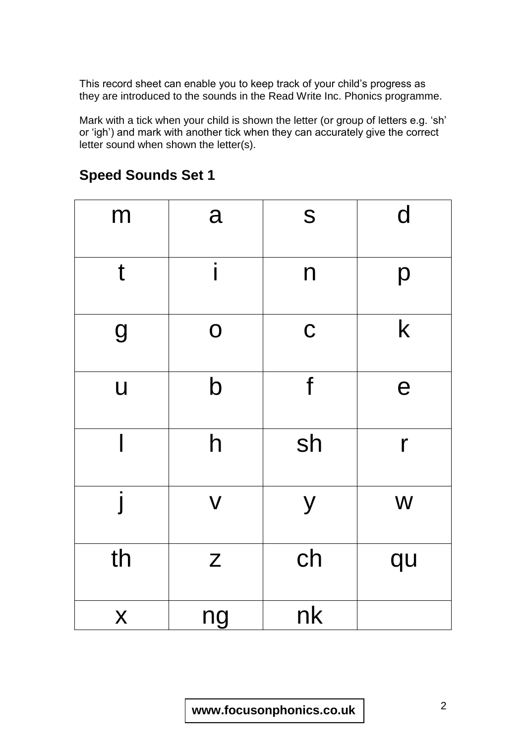This record sheet can enable you to keep track of your child's progress as they are introduced to the sounds in the Read Write Inc. Phonics programme.

Mark with a tick when your child is shown the letter (or group of letters e.g. 'sh' or 'igh') and mark with another tick when they can accurately give the correct letter sound when shown the letter(s).

## Speed Sounds Set 1

| m | a | s | d |
|---|---|---|---|
| t | i | n | p |
| g | o | c | k |
| u | b | f | e |
| l | h | sh | r |
| j | v | y | w |
| th | z | ch | qu |
| x | ng | nk | |

**www.focusonphonics.co.uk**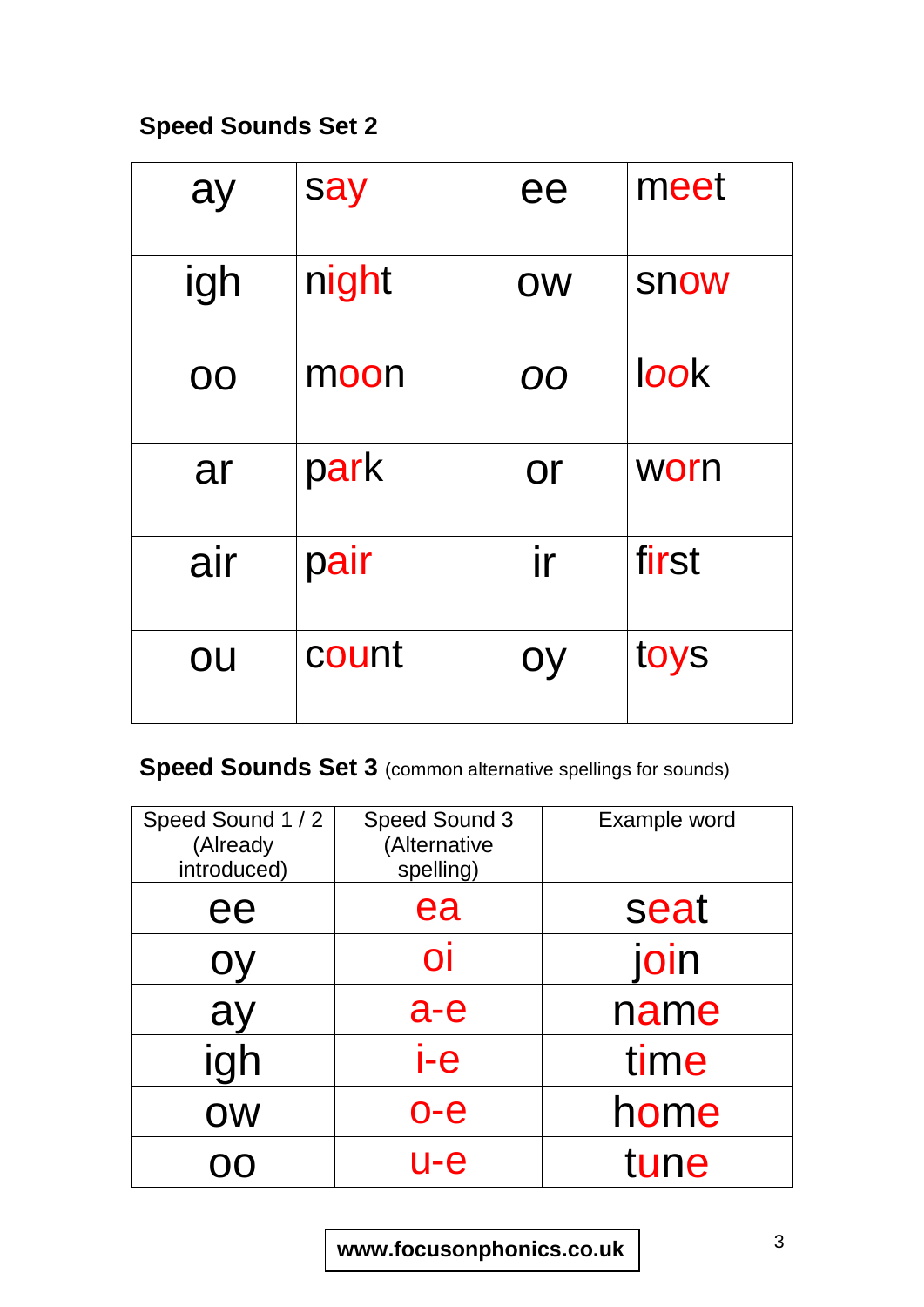## Speed Sounds Set 2

| ay | say | ee | meet |
|---|---|---|---|
| igh | night | ow | snow |
| oo | moon | *oo* | l*oo*k |
| ar | park | or | worn |
| air | pair | ir | first |
| ou | count | oy | toys |

**Speed Sounds Set 3** (common alternative spellings for sounds)

| Speed Sound 1 / 2 (Already introduced) | Speed Sound 3 (Alternative spelling) | Example word |
|---|---|---|
| ee | ea | seat |
| oy | oi | join |
| ay | a-e | name |
| igh | i-e | time |
| ow | o-e | home |
| oo | u-e | tune |

**www.focusonphonics.co.uk**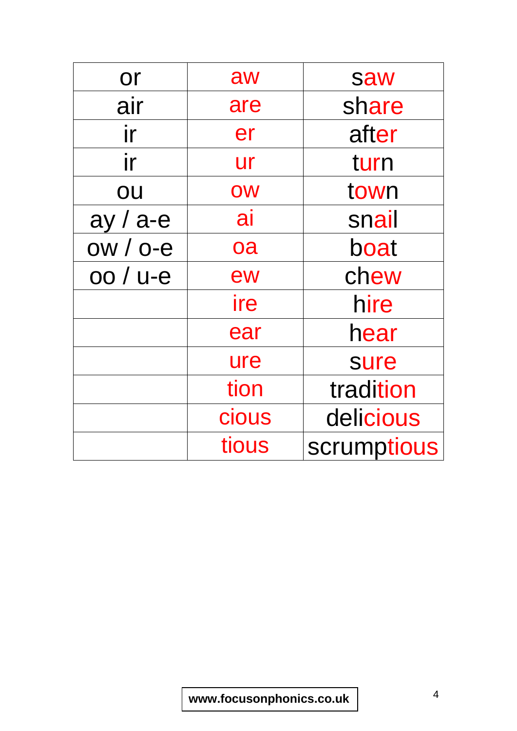| | | |
|---|---|---|
| or | aw | saw |
| air | are | share |
| ir | er | after |
| ir | ur | turn |
| ou | ow | town |
| ay / a-e | ai | snail |
| ow / o-e | oa | boat |
| oo / u-e | ew | chew |
| | ire | hire |
| | ear | hear |
| | ure | sure |
| | tion | tradition |
| | cious | delicious |
| | tious | scrumptious |

www.focusonphonics.co.uk